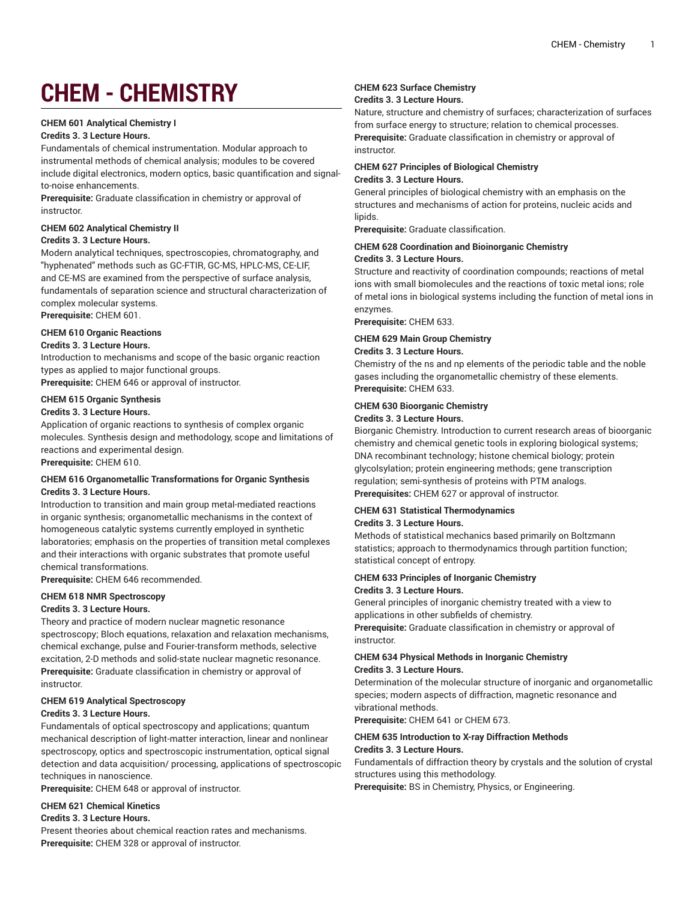# CHEM - CHEMISTRY

**CHEM 601 Analytical Chemistry I**
**Credits 3. 3 Lecture Hours.**
Fundamentals of chemical instrumentation. Modular approach to instrumental methods of chemical analysis; modules to be covered include digital electronics, modern optics, basic quantification and signal-to-noise enhancements.
**Prerequisite:** Graduate classification in chemistry or approval of instructor.

**CHEM 602 Analytical Chemistry II**
**Credits 3. 3 Lecture Hours.**
Modern analytical techniques, spectroscopies, chromatography, and "hyphenated" methods such as GC-FTIR, GC-MS, HPLC-MS, CE-LIF, and CE-MS are examined from the perspective of surface analysis, fundamentals of separation science and structural characterization of complex molecular systems.
**Prerequisite:** CHEM 601.

**CHEM 610 Organic Reactions**
**Credits 3. 3 Lecture Hours.**
Introduction to mechanisms and scope of the basic organic reaction types as applied to major functional groups.
**Prerequisite:** CHEM 646 or approval of instructor.

**CHEM 615 Organic Synthesis**
**Credits 3. 3 Lecture Hours.**
Application of organic reactions to synthesis of complex organic molecules. Synthesis design and methodology, scope and limitations of reactions and experimental design.
**Prerequisite:** CHEM 610.

**CHEM 616 Organometallic Transformations for Organic Synthesis**
**Credits 3. 3 Lecture Hours.**
Introduction to transition and main group metal-mediated reactions in organic synthesis; organometallic mechanisms in the context of homogeneous catalytic systems currently employed in synthetic laboratories; emphasis on the properties of transition metal complexes and their interactions with organic substrates that promote useful chemical transformations.
**Prerequisite:** CHEM 646 recommended.

**CHEM 618 NMR Spectroscopy**
**Credits 3. 3 Lecture Hours.**
Theory and practice of modern nuclear magnetic resonance spectroscopy; Bloch equations, relaxation and relaxation mechanisms, chemical exchange, pulse and Fourier-transform methods, selective excitation, 2-D methods and solid-state nuclear magnetic resonance.
**Prerequisite:** Graduate classification in chemistry or approval of instructor.

**CHEM 619 Analytical Spectroscopy**
**Credits 3. 3 Lecture Hours.**
Fundamentals of optical spectroscopy and applications; quantum mechanical description of light-matter interaction, linear and nonlinear spectroscopy, optics and spectroscopic instrumentation, optical signal detection and data acquisition/ processing, applications of spectroscopic techniques in nanoscience.
**Prerequisite:** CHEM 648 or approval of instructor.

**CHEM 621 Chemical Kinetics**
**Credits 3. 3 Lecture Hours.**
Present theories about chemical reaction rates and mechanisms.
**Prerequisite:** CHEM 328 or approval of instructor.

**CHEM 623 Surface Chemistry**
**Credits 3. 3 Lecture Hours.**
Nature, structure and chemistry of surfaces; characterization of surfaces from surface energy to structure; relation to chemical processes.
**Prerequisite:** Graduate classification in chemistry or approval of instructor.

**CHEM 627 Principles of Biological Chemistry**
**Credits 3. 3 Lecture Hours.**
General principles of biological chemistry with an emphasis on the structures and mechanisms of action for proteins, nucleic acids and lipids.
**Prerequisite:** Graduate classification.

**CHEM 628 Coordination and Bioinorganic Chemistry**
**Credits 3. 3 Lecture Hours.**
Structure and reactivity of coordination compounds; reactions of metal ions with small biomolecules and the reactions of toxic metal ions; role of metal ions in biological systems including the function of metal ions in enzymes.
**Prerequisite:** CHEM 633.

**CHEM 629 Main Group Chemistry**
**Credits 3. 3 Lecture Hours.**
Chemistry of the ns and np elements of the periodic table and the noble gases including the organometallic chemistry of these elements.
**Prerequisite:** CHEM 633.

**CHEM 630 Bioorganic Chemistry**
**Credits 3. 3 Lecture Hours.**
Biorganic Chemistry. Introduction to current research areas of bioorganic chemistry and chemical genetic tools in exploring biological systems; DNA recombinant technology; histone chemical biology; protein glycolsylation; protein engineering methods; gene transcription regulation; semi-synthesis of proteins with PTM analogs.
**Prerequisites:** CHEM 627 or approval of instructor.

**CHEM 631 Statistical Thermodynamics**
**Credits 3. 3 Lecture Hours.**
Methods of statistical mechanics based primarily on Boltzmann statistics; approach to thermodynamics through partition function; statistical concept of entropy.

**CHEM 633 Principles of Inorganic Chemistry**
**Credits 3. 3 Lecture Hours.**
General principles of inorganic chemistry treated with a view to applications in other subfields of chemistry.
**Prerequisite:** Graduate classification in chemistry or approval of instructor.

**CHEM 634 Physical Methods in Inorganic Chemistry**
**Credits 3. 3 Lecture Hours.**
Determination of the molecular structure of inorganic and organometallic species; modern aspects of diffraction, magnetic resonance and vibrational methods.
**Prerequisite:** CHEM 641 or CHEM 673.

**CHEM 635 Introduction to X-ray Diffraction Methods**
**Credits 3. 3 Lecture Hours.**
Fundamentals of diffraction theory by crystals and the solution of crystal structures using this methodology.
**Prerequisite:** BS in Chemistry, Physics, or Engineering.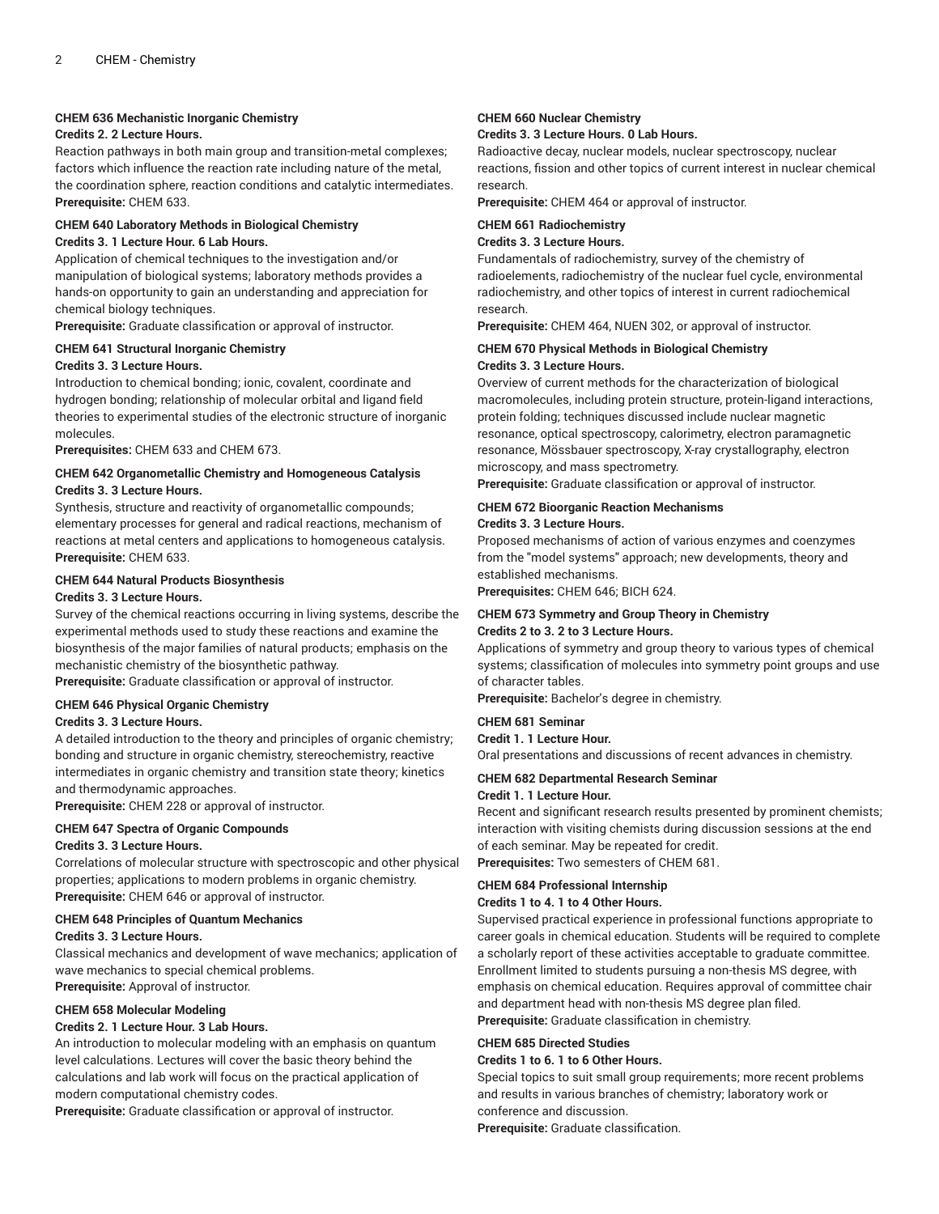**CHEM 636 Mechanistic Inorganic Chemistry**
**Credits 2. 2 Lecture Hours.**
Reaction pathways in both main group and transition-metal complexes; factors which influence the reaction rate including nature of the metal, the coordination sphere, reaction conditions and catalytic intermediates.
**Prerequisite:** CHEM 633.

**CHEM 640 Laboratory Methods in Biological Chemistry**
**Credits 3. 1 Lecture Hour. 6 Lab Hours.**
Application of chemical techniques to the investigation and/or manipulation of biological systems; laboratory methods provides a hands-on opportunity to gain an understanding and appreciation for chemical biology techniques.
**Prerequisite:** Graduate classification or approval of instructor.

**CHEM 641 Structural Inorganic Chemistry**
**Credits 3. 3 Lecture Hours.**
Introduction to chemical bonding; ionic, covalent, coordinate and hydrogen bonding; relationship of molecular orbital and ligand field theories to experimental studies of the electronic structure of inorganic molecules.
**Prerequisites:** CHEM 633 and CHEM 673.

**CHEM 642 Organometallic Chemistry and Homogeneous Catalysis**
**Credits 3. 3 Lecture Hours.**
Synthesis, structure and reactivity of organometallic compounds; elementary processes for general and radical reactions, mechanism of reactions at metal centers and applications to homogeneous catalysis.
**Prerequisite:** CHEM 633.

**CHEM 644 Natural Products Biosynthesis**
**Credits 3. 3 Lecture Hours.**
Survey of the chemical reactions occurring in living systems, describe the experimental methods used to study these reactions and examine the biosynthesis of the major families of natural products; emphasis on the mechanistic chemistry of the biosynthetic pathway.
**Prerequisite:** Graduate classification or approval of instructor.

**CHEM 646 Physical Organic Chemistry**
**Credits 3. 3 Lecture Hours.**
A detailed introduction to the theory and principles of organic chemistry; bonding and structure in organic chemistry, stereochemistry, reactive intermediates in organic chemistry and transition state theory; kinetics and thermodynamic approaches.
**Prerequisite:** CHEM 228 or approval of instructor.

**CHEM 647 Spectra of Organic Compounds**
**Credits 3. 3 Lecture Hours.**
Correlations of molecular structure with spectroscopic and other physical properties; applications to modern problems in organic chemistry.
**Prerequisite:** CHEM 646 or approval of instructor.

**CHEM 648 Principles of Quantum Mechanics**
**Credits 3. 3 Lecture Hours.**
Classical mechanics and development of wave mechanics; application of wave mechanics to special chemical problems.
**Prerequisite:** Approval of instructor.

**CHEM 658 Molecular Modeling**
**Credits 2. 1 Lecture Hour. 3 Lab Hours.**
An introduction to molecular modeling with an emphasis on quantum level calculations. Lectures will cover the basic theory behind the calculations and lab work will focus on the practical application of modern computational chemistry codes.
**Prerequisite:** Graduate classification or approval of instructor.

**CHEM 660 Nuclear Chemistry**
**Credits 3. 3 Lecture Hours. 0 Lab Hours.**
Radioactive decay, nuclear models, nuclear spectroscopy, nuclear reactions, fission and other topics of current interest in nuclear chemical research.
**Prerequisite:** CHEM 464 or approval of instructor.

**CHEM 661 Radiochemistry**
**Credits 3. 3 Lecture Hours.**
Fundamentals of radiochemistry, survey of the chemistry of radioelements, radiochemistry of the nuclear fuel cycle, environmental radiochemistry, and other topics of interest in current radiochemical research.
**Prerequisite:** CHEM 464, NUEN 302, or approval of instructor.

**CHEM 670 Physical Methods in Biological Chemistry**
**Credits 3. 3 Lecture Hours.**
Overview of current methods for the characterization of biological macromolecules, including protein structure, protein-ligand interactions, protein folding; techniques discussed include nuclear magnetic resonance, optical spectroscopy, calorimetry, electron paramagnetic resonance, Mössbauer spectroscopy, X-ray crystallography, electron microscopy, and mass spectrometry.
**Prerequisite:** Graduate classification or approval of instructor.

**CHEM 672 Bioorganic Reaction Mechanisms**
**Credits 3. 3 Lecture Hours.**
Proposed mechanisms of action of various enzymes and coenzymes from the "model systems" approach; new developments, theory and established mechanisms.
**Prerequisites:** CHEM 646; BICH 624.

**CHEM 673 Symmetry and Group Theory in Chemistry**
**Credits 2 to 3. 2 to 3 Lecture Hours.**
Applications of symmetry and group theory to various types of chemical systems; classification of molecules into symmetry point groups and use of character tables.
**Prerequisite:** Bachelor's degree in chemistry.

**CHEM 681 Seminar**
**Credit 1. 1 Lecture Hour.**
Oral presentations and discussions of recent advances in chemistry.

**CHEM 682 Departmental Research Seminar**
**Credit 1. 1 Lecture Hour.**
Recent and significant research results presented by prominent chemists; interaction with visiting chemists during discussion sessions at the end of each seminar. May be repeated for credit.
**Prerequisites:** Two semesters of CHEM 681.

**CHEM 684 Professional Internship**
**Credits 1 to 4. 1 to 4 Other Hours.**
Supervised practical experience in professional functions appropriate to career goals in chemical education. Students will be required to complete a scholarly report of these activities acceptable to graduate committee. Enrollment limited to students pursuing a non-thesis MS degree, with emphasis on chemical education. Requires approval of committee chair and department head with non-thesis MS degree plan filed.
**Prerequisite:** Graduate classification in chemistry.

**CHEM 685 Directed Studies**
**Credits 1 to 6. 1 to 6 Other Hours.**
Special topics to suit small group requirements; more recent problems and results in various branches of chemistry; laboratory work or conference and discussion.
**Prerequisite:** Graduate classification.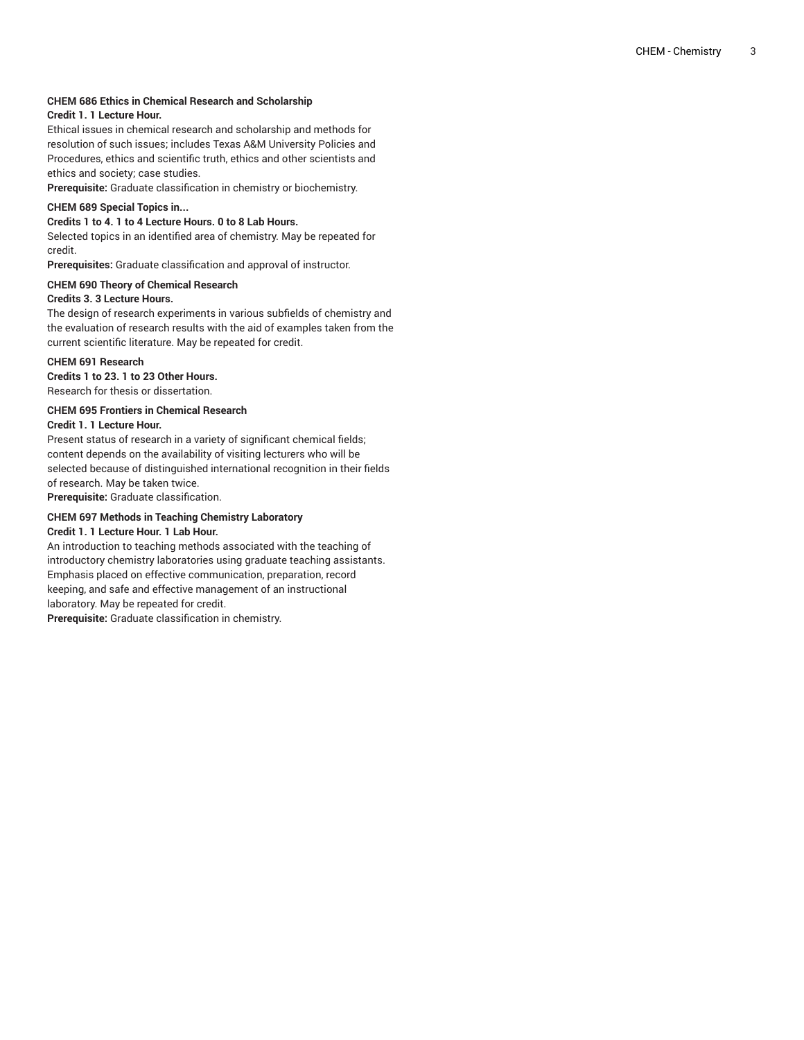**CHEM 686 Ethics in Chemical Research and Scholarship**
**Credit 1. 1 Lecture Hour.**
Ethical issues in chemical research and scholarship and methods for resolution of such issues; includes Texas A&M University Policies and Procedures, ethics and scientific truth, ethics and other scientists and ethics and society; case studies.
**Prerequisite:** Graduate classification in chemistry or biochemistry.

**CHEM 689 Special Topics in...**
**Credits 1 to 4. 1 to 4 Lecture Hours. 0 to 8 Lab Hours.**
Selected topics in an identified area of chemistry. May be repeated for credit.
**Prerequisites:** Graduate classification and approval of instructor.

**CHEM 690 Theory of Chemical Research**
**Credits 3. 3 Lecture Hours.**
The design of research experiments in various subfields of chemistry and the evaluation of research results with the aid of examples taken from the current scientific literature. May be repeated for credit.

**CHEM 691 Research**
**Credits 1 to 23. 1 to 23 Other Hours.**
Research for thesis or dissertation.

**CHEM 695 Frontiers in Chemical Research**
**Credit 1. 1 Lecture Hour.**
Present status of research in a variety of significant chemical fields; content depends on the availability of visiting lecturers who will be selected because of distinguished international recognition in their fields of research. May be taken twice.
**Prerequisite:** Graduate classification.

**CHEM 697 Methods in Teaching Chemistry Laboratory**
**Credit 1. 1 Lecture Hour. 1 Lab Hour.**
An introduction to teaching methods associated with the teaching of introductory chemistry laboratories using graduate teaching assistants. Emphasis placed on effective communication, preparation, record keeping, and safe and effective management of an instructional laboratory. May be repeated for credit.
**Prerequisite:** Graduate classification in chemistry.